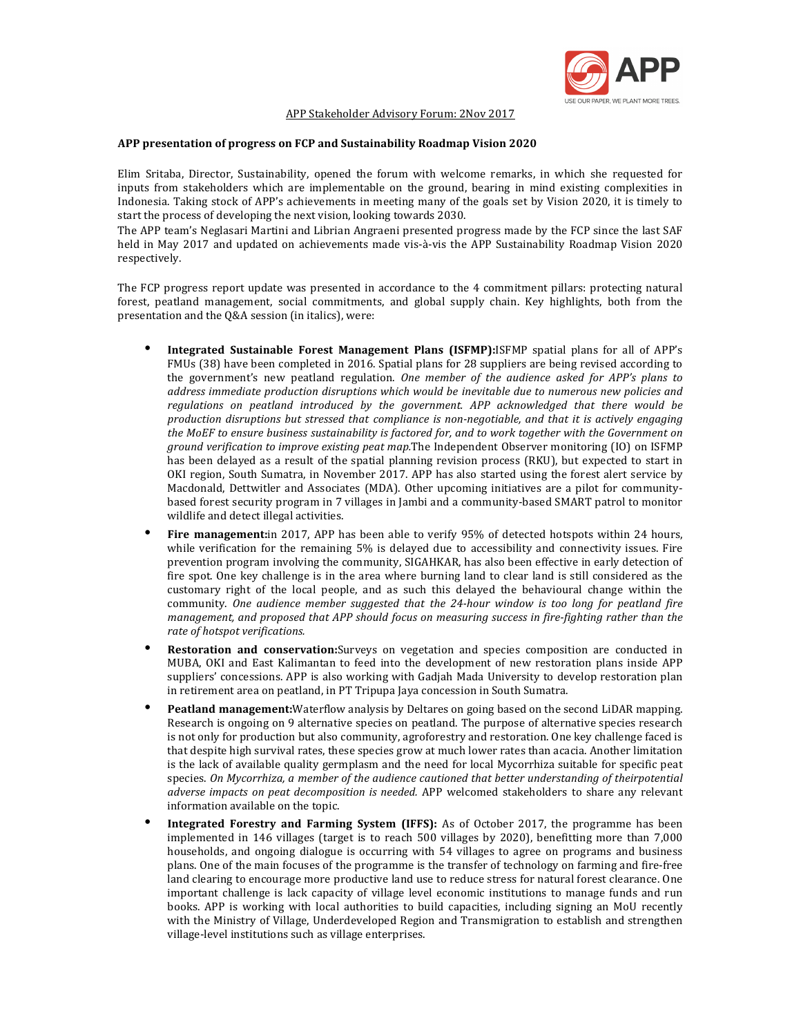APP Stakeholder Advisory Forum: 2Nov 2017

**APP presentation of progress on FCP and Sustainability Roadmap Vision 2020**

Elim Sritaba, Director, Sustainability, opened the forum with welcome remarks, in which she requested for inputs from stakeholders which are implementable on the ground, bearing in mind existing complexities in Indonesia. Taking stock of APP's achievements in meeting many of the goals set by Vision 2020, it is timely to start the process of developing the next vision, looking towards 2030.
The APP team's Neglasari Martini and Librian Angraeni presented progress made by the FCP since the last SAF held in May 2017 and updated on achievements made vis-à-vis the APP Sustainability Roadmap Vision 2020 respectively.

The FCP progress report update was presented in accordance to the 4 commitment pillars: protecting natural forest, peatland management, social commitments, and global supply chain. Key highlights, both from the presentation and the Q&A session (in italics), were:

- **Integrated Sustainable Forest Management Plans (ISFMP):**ISFMP spatial plans for all of APP's FMUs (38) have been completed in 2016. Spatial plans for 28 suppliers are being revised according to the government's new peatland regulation. *One member of the audience asked for APP's plans to address immediate production disruptions which would be inevitable due to numerous new policies and regulations on peatland introduced by the government. APP acknowledged that there would be production disruptions but stressed that compliance is non-negotiable, and that it is actively engaging the MoEF to ensure business sustainability is factored for, and to work together with the Government on ground verification to improve existing peat map.*The Independent Observer monitoring (IO) on ISFMP has been delayed as a result of the spatial planning revision process (RKU), but expected to start in OKI region, South Sumatra, in November 2017. APP has also started using the forest alert service by Macdonald, Dettwitler and Associates (MDA). Other upcoming initiatives are a pilot for community-based forest security program in 7 villages in Jambi and a community-based SMART patrol to monitor wildlife and detect illegal activities.
- **Fire management:**in 2017, APP has been able to verify 95% of detected hotspots within 24 hours, while verification for the remaining 5% is delayed due to accessibility and connectivity issues. Fire prevention program involving the community, SIGAHKAR, has also been effective in early detection of fire spot. One key challenge is in the area where burning land to clear land is still considered as the customary right of the local people, and as such this delayed the behavioural change within the community. *One audience member suggested that the 24-hour window is too long for peatland fire management, and proposed that APP should focus on measuring success in fire-fighting rather than the rate of hotspot verifications.*
- **Restoration and conservation:**Surveys on vegetation and species composition are conducted in MUBA, OKI and East Kalimantan to feed into the development of new restoration plans inside APP suppliers' concessions. APP is also working with Gadjah Mada University to develop restoration plan in retirement area on peatland, in PT Tripupa Jaya concession in South Sumatra.
- **Peatland management:**Waterflow analysis by Deltares on going based on the second LiDAR mapping. Research is ongoing on 9 alternative species on peatland. The purpose of alternative species research is not only for production but also community, agroforestry and restoration. One key challenge faced is that despite high survival rates, these species grow at much lower rates than acacia. Another limitation is the lack of available quality germplasm and the need for local Mycorrhiza suitable for specific peat species. *On Mycorrhiza, a member of the audience cautioned that better understanding of theirpotential adverse impacts on peat decomposition is needed.* APP welcomed stakeholders to share any relevant information available on the topic.
- **Integrated Forestry and Farming System (IFFS):** As of October 2017, the programme has been implemented in 146 villages (target is to reach 500 villages by 2020), benefitting more than 7,000 households, and ongoing dialogue is occurring with 54 villages to agree on programs and business plans. One of the main focuses of the programme is the transfer of technology on farming and fire-free land clearing to encourage more productive land use to reduce stress for natural forest clearance. One important challenge is lack capacity of village level economic institutions to manage funds and run books. APP is working with local authorities to build capacities, including signing an MoU recently with the Ministry of Village, Underdeveloped Region and Transmigration to establish and strengthen village-level institutions such as village enterprises.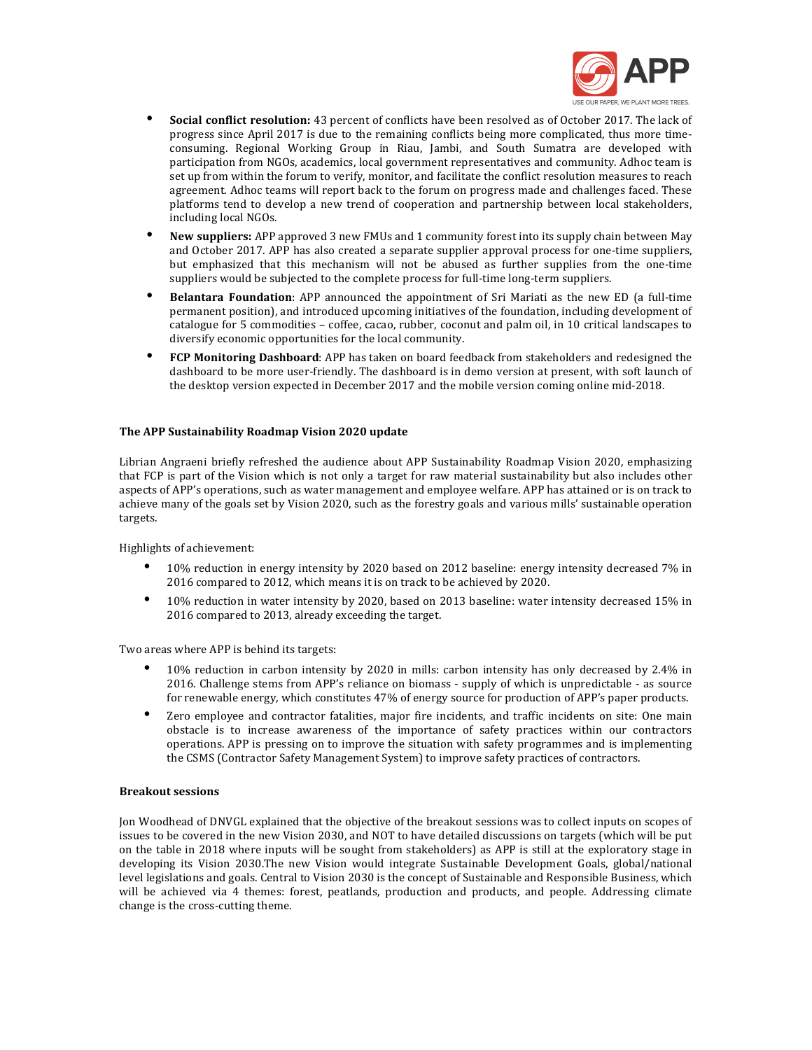- **Social conflict resolution:** 43 percent of conflicts have been resolved as of October 2017. The lack of progress since April 2017 is due to the remaining conflicts being more complicated, thus more time-consuming. Regional Working Group in Riau, Jambi, and South Sumatra are developed with participation from NGOs, academics, local government representatives and community. Adhoc team is set up from within the forum to verify, monitor, and facilitate the conflict resolution measures to reach agreement. Adhoc teams will report back to the forum on progress made and challenges faced. These platforms tend to develop a new trend of cooperation and partnership between local stakeholders, including local NGOs.
- **New suppliers:** APP approved 3 new FMUs and 1 community forest into its supply chain between May and October 2017. APP has also created a separate supplier approval process for one-time suppliers, but emphasized that this mechanism will not be abused as further supplies from the one-time suppliers would be subjected to the complete process for full-time long-term suppliers.
- **Belantara Foundation**: APP announced the appointment of Sri Mariati as the new ED (a full-time permanent position), and introduced upcoming initiatives of the foundation, including development of catalogue for 5 commodities – coffee, cacao, rubber, coconut and palm oil, in 10 critical landscapes to diversify economic opportunities for the local community.
- **FCP Monitoring Dashboard**: APP has taken on board feedback from stakeholders and redesigned the dashboard to be more user-friendly. The dashboard is in demo version at present, with soft launch of the desktop version expected in December 2017 and the mobile version coming online mid-2018.

**The APP Sustainability Roadmap Vision 2020 update**

Librian Angraeni briefly refreshed the audience about APP Sustainability Roadmap Vision 2020, emphasizing that FCP is part of the Vision which is not only a target for raw material sustainability but also includes other aspects of APP's operations, such as water management and employee welfare. APP has attained or is on track to achieve many of the goals set by Vision 2020, such as the forestry goals and various mills' sustainable operation targets.

Highlights of achievement:

- 10% reduction in energy intensity by 2020 based on 2012 baseline: energy intensity decreased 7% in 2016 compared to 2012, which means it is on track to be achieved by 2020.
- 10% reduction in water intensity by 2020, based on 2013 baseline: water intensity decreased 15% in 2016 compared to 2013, already exceeding the target.

Two areas where APP is behind its targets:

- 10% reduction in carbon intensity by 2020 in mills: carbon intensity has only decreased by 2.4% in 2016. Challenge stems from APP's reliance on biomass - supply of which is unpredictable - as source for renewable energy, which constitutes 47% of energy source for production of APP's paper products.
- Zero employee and contractor fatalities, major fire incidents, and traffic incidents on site: One main obstacle is to increase awareness of the importance of safety practices within our contractors operations. APP is pressing on to improve the situation with safety programmes and is implementing the CSMS (Contractor Safety Management System) to improve safety practices of contractors.

**Breakout sessions**

Jon Woodhead of DNVGL explained that the objective of the breakout sessions was to collect inputs on scopes of issues to be covered in the new Vision 2030, and NOT to have detailed discussions on targets (which will be put on the table in 2018 where inputs will be sought from stakeholders) as APP is still at the exploratory stage in developing its Vision 2030.The new Vision would integrate Sustainable Development Goals, global/national level legislations and goals. Central to Vision 2030 is the concept of Sustainable and Responsible Business, which will be achieved via 4 themes: forest, peatlands, production and products, and people. Addressing climate change is the cross-cutting theme.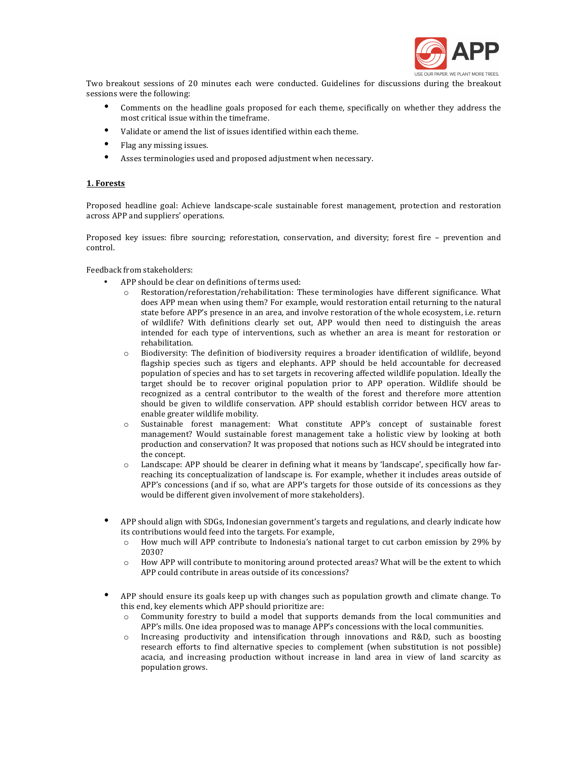Two breakout sessions of 20 minutes each were conducted. Guidelines for discussions during the breakout sessions were the following:

- Comments on the headline goals proposed for each theme, specifically on whether they address the most critical issue within the timeframe.
- Validate or amend the list of issues identified within each theme.
- Flag any missing issues.
- Asses terminologies used and proposed adjustment when necessary.

## 1. Forests

Proposed headline goal: Achieve landscape-scale sustainable forest management, protection and restoration across APP and suppliers' operations.

Proposed key issues: fibre sourcing; reforestation, conservation, and diversity; forest fire – prevention and control.

Feedback from stakeholders:

- APP should be clear on definitions of terms used:
  - Restoration/reforestation/rehabilitation: These terminologies have different significance. What does APP mean when using them? For example, would restoration entail returning to the natural state before APP's presence in an area, and involve restoration of the whole ecosystem, i.e. return of wildlife? With definitions clearly set out, APP would then need to distinguish the areas intended for each type of interventions, such as whether an area is meant for restoration or rehabilitation.
  - Biodiversity: The definition of biodiversity requires a broader identification of wildlife, beyond flagship species such as tigers and elephants. APP should be held accountable for decreased population of species and has to set targets in recovering affected wildlife population. Ideally the target should be to recover original population prior to APP operation. Wildlife should be recognized as a central contributor to the wealth of the forest and therefore more attention should be given to wildlife conservation. APP should establish corridor between HCV areas to enable greater wildlife mobility.
  - Sustainable forest management: What constitute APP's concept of sustainable forest management? Would sustainable forest management take a holistic view by looking at both production and conservation? It was proposed that notions such as HCV should be integrated into the concept.
  - Landscape: APP should be clearer in defining what it means by 'landscape', specifically how far-reaching its conceptualization of landscape is. For example, whether it includes areas outside of APP's concessions (and if so, what are APP's targets for those outside of its concessions as they would be different given involvement of more stakeholders).

- APP should align with SDGs, Indonesian government's targets and regulations, and clearly indicate how its contributions would feed into the targets. For example,
  - How much will APP contribute to Indonesia's national target to cut carbon emission by 29% by 2030?
  - How APP will contribute to monitoring around protected areas? What will be the extent to which APP could contribute in areas outside of its concessions?

- APP should ensure its goals keep up with changes such as population growth and climate change. To this end, key elements which APP should prioritize are:
  - Community forestry to build a model that supports demands from the local communities and APP's mills. One idea proposed was to manage APP's concessions with the local communities.
  - Increasing productivity and intensification through innovations and R&D, such as boosting research efforts to find alternative species to complement (when substitution is not possible) acacia, and increasing production without increase in land area in view of land scarcity as population grows.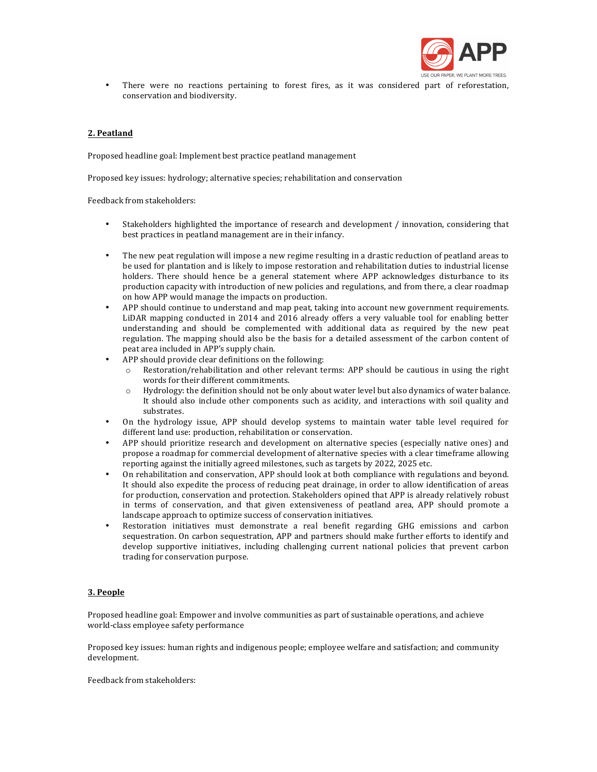- There were no reactions pertaining to forest fires, as it was considered part of reforestation, conservation and biodiversity.

## 2. Peatland

Proposed headline goal: Implement best practice peatland management

Proposed key issues: hydrology; alternative species; rehabilitation and conservation

Feedback from stakeholders:

- Stakeholders highlighted the importance of research and development / innovation, considering that best practices in peatland management are in their infancy.
- The new peat regulation will impose a new regime resulting in a drastic reduction of peatland areas to be used for plantation and is likely to impose restoration and rehabilitation duties to industrial license holders. There should hence be a general statement where APP acknowledges disturbance to its production capacity with introduction of new policies and regulations, and from there, a clear roadmap on how APP would manage the impacts on production.
- APP should continue to understand and map peat, taking into account new government requirements. LiDAR mapping conducted in 2014 and 2016 already offers a very valuable tool for enabling better understanding and should be complemented with additional data as required by the new peat regulation. The mapping should also be the basis for a detailed assessment of the carbon content of peat area included in APP's supply chain.
- APP should provide clear definitions on the following:
  - Restoration/rehabilitation and other relevant terms: APP should be cautious in using the right words for their different commitments.
  - Hydrology: the definition should not be only about water level but also dynamics of water balance. It should also include other components such as acidity, and interactions with soil quality and substrates.
- On the hydrology issue, APP should develop systems to maintain water table level required for different land use: production, rehabilitation or conservation.
- APP should prioritize research and development on alternative species (especially native ones) and propose a roadmap for commercial development of alternative species with a clear timeframe allowing reporting against the initially agreed milestones, such as targets by 2022, 2025 etc.
- On rehabilitation and conservation, APP should look at both compliance with regulations and beyond. It should also expedite the process of reducing peat drainage, in order to allow identification of areas for production, conservation and protection. Stakeholders opined that APP is already relatively robust in terms of conservation, and that given extensiveness of peatland area, APP should promote a landscape approach to optimize success of conservation initiatives.
- Restoration initiatives must demonstrate a real benefit regarding GHG emissions and carbon sequestration. On carbon sequestration, APP and partners should make further efforts to identify and develop supportive initiatives, including challenging current national policies that prevent carbon trading for conservation purpose.

## 3. People

Proposed headline goal: Empower and involve communities as part of sustainable operations, and achieve world-class employee safety performance

Proposed key issues: human rights and indigenous people; employee welfare and satisfaction; and community development.

Feedback from stakeholders: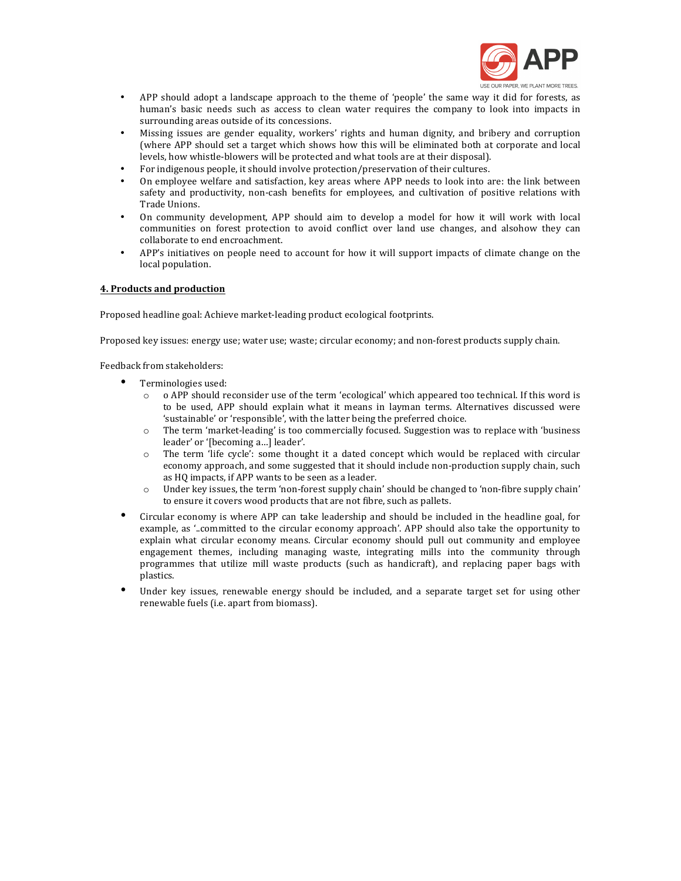- APP should adopt a landscape approach to the theme of 'people' the same way it did for forests, as human's basic needs such as access to clean water requires the company to look into impacts in surrounding areas outside of its concessions.
- Missing issues are gender equality, workers' rights and human dignity, and bribery and corruption (where APP should set a target which shows how this will be eliminated both at corporate and local levels, how whistle-blowers will be protected and what tools are at their disposal).
- For indigenous people, it should involve protection/preservation of their cultures.
- On employee welfare and satisfaction, key areas where APP needs to look into are: the link between safety and productivity, non-cash benefits for employees, and cultivation of positive relations with Trade Unions.
- On community development, APP should aim to develop a model for how it will work with local communities on forest protection to avoid conflict over land use changes, and alsohow they can collaborate to end encroachment.
- APP's initiatives on people need to account for how it will support impacts of climate change on the local population.

**4. Products and production**

Proposed headline goal: Achieve market-leading product ecological footprints.

Proposed key issues: energy use; water use; waste; circular economy; and non-forest products supply chain.

Feedback from stakeholders:

- Terminologies used:
  - o APP should reconsider use of the term 'ecological' which appeared too technical. If this word is to be used, APP should explain what it means in layman terms. Alternatives discussed were 'sustainable' or 'responsible', with the latter being the preferred choice.
  - The term 'market-leading' is too commercially focused. Suggestion was to replace with 'business leader' or '[becoming a...] leader'.
  - The term 'life cycle': some thought it a dated concept which would be replaced with circular economy approach, and some suggested that it should include non-production supply chain, such as HQ impacts, if APP wants to be seen as a leader.
  - Under key issues, the term 'non-forest supply chain' should be changed to 'non-fibre supply chain' to ensure it covers wood products that are not fibre, such as pallets.
- Circular economy is where APP can take leadership and should be included in the headline goal, for example, as '..committed to the circular economy approach'. APP should also take the opportunity to explain what circular economy means. Circular economy should pull out community and employee engagement themes, including managing waste, integrating mills into the community through programmes that utilize mill waste products (such as handicraft), and replacing paper bags with plastics.
- Under key issues, renewable energy should be included, and a separate target set for using other renewable fuels (i.e. apart from biomass).